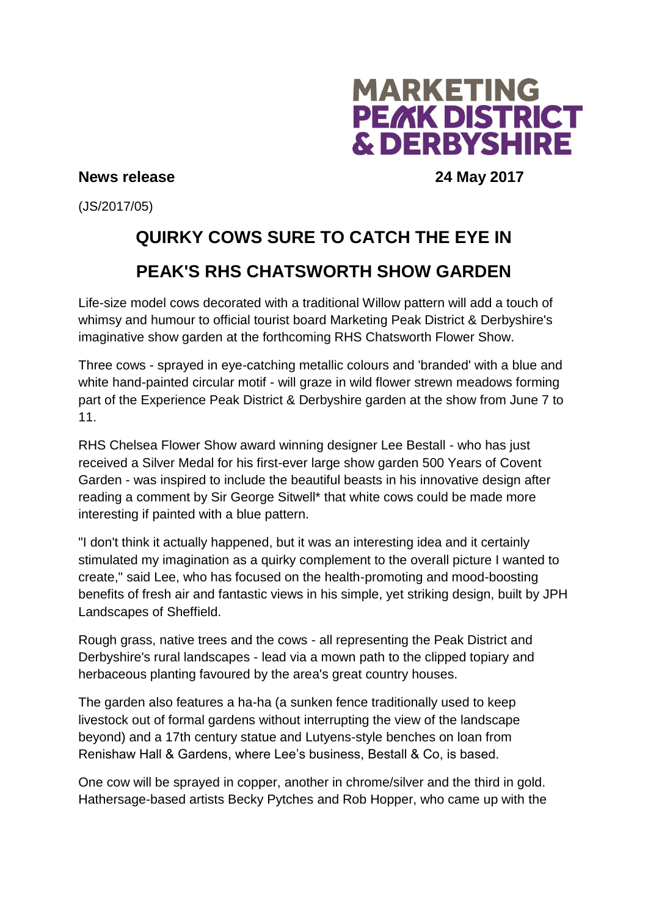**MARKETING PEAK DISTRICT & DERBYSHIRE**

**News release** **24 May 2017**

(JS/2017/05)

# QUIRKY COWS SURE TO CATCH THE EYE IN PEAK'S RHS CHATSWORTH SHOW GARDEN

Life-size model cows decorated with a traditional Willow pattern will add a touch of whimsy and humour to official tourist board Marketing Peak District & Derbyshire's imaginative show garden at the forthcoming RHS Chatsworth Flower Show.

Three cows - sprayed in eye-catching metallic colours and 'branded' with a blue and white hand-painted circular motif - will graze in wild flower strewn meadows forming part of the Experience Peak District & Derbyshire garden at the show from June 7 to 11.

RHS Chelsea Flower Show award winning designer Lee Bestall - who has just received a Silver Medal for his first-ever large show garden 500 Years of Covent Garden - was inspired to include the beautiful beasts in his innovative design after reading a comment by Sir George Sitwell* that white cows could be made more interesting if painted with a blue pattern.

"I don't think it actually happened, but it was an interesting idea and it certainly stimulated my imagination as a quirky complement to the overall picture I wanted to create," said Lee, who has focused on the health-promoting and mood-boosting benefits of fresh air and fantastic views in his simple, yet striking design, built by JPH Landscapes of Sheffield.

Rough grass, native trees and the cows - all representing the Peak District and Derbyshire's rural landscapes - lead via a mown path to the clipped topiary and herbaceous planting favoured by the area's great country houses.

The garden also features a ha-ha (a sunken fence traditionally used to keep livestock out of formal gardens without interrupting the view of the landscape beyond) and a 17th century statue and Lutyens-style benches on loan from Renishaw Hall & Gardens, where Lee's business, Bestall & Co, is based.

One cow will be sprayed in copper, another in chrome/silver and the third in gold. Hathersage-based artists Becky Pytches and Rob Hopper, who came up with the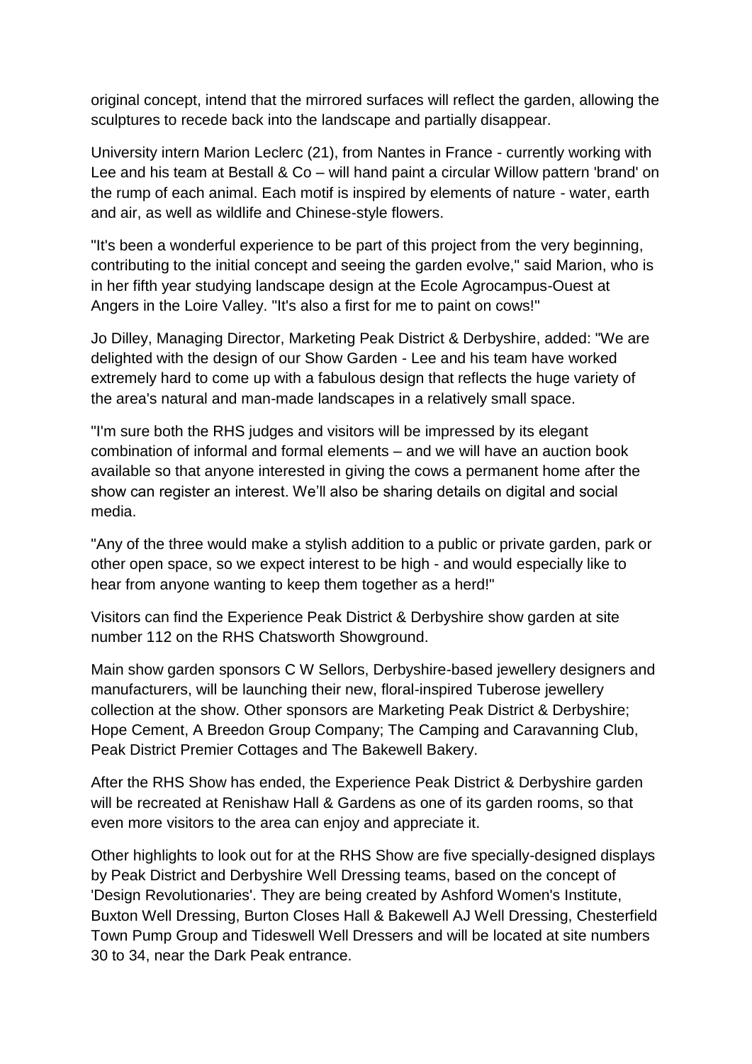original concept, intend that the mirrored surfaces will reflect the garden, allowing the sculptures to recede back into the landscape and partially disappear.

University intern Marion Leclerc (21), from Nantes in France - currently working with Lee and his team at Bestall & Co – will hand paint a circular Willow pattern 'brand' on the rump of each animal. Each motif is inspired by elements of nature - water, earth and air, as well as wildlife and Chinese-style flowers.

"It's been a wonderful experience to be part of this project from the very beginning, contributing to the initial concept and seeing the garden evolve," said Marion, who is in her fifth year studying landscape design at the Ecole Agrocampus-Ouest at Angers in the Loire Valley. "It's also a first for me to paint on cows!"

Jo Dilley, Managing Director, Marketing Peak District & Derbyshire, added: "We are delighted with the design of our Show Garden - Lee and his team have worked extremely hard to come up with a fabulous design that reflects the huge variety of the area's natural and man-made landscapes in a relatively small space.

"I'm sure both the RHS judges and visitors will be impressed by its elegant combination of informal and formal elements – and we will have an auction book available so that anyone interested in giving the cows a permanent home after the show can register an interest. We'll also be sharing details on digital and social media.

"Any of the three would make a stylish addition to a public or private garden, park or other open space, so we expect interest to be high - and would especially like to hear from anyone wanting to keep them together as a herd!"

Visitors can find the Experience Peak District & Derbyshire show garden at site number 112 on the RHS Chatsworth Showground.

Main show garden sponsors C W Sellors, Derbyshire-based jewellery designers and manufacturers, will be launching their new, floral-inspired Tuberose jewellery collection at the show. Other sponsors are Marketing Peak District & Derbyshire; Hope Cement, A Breedon Group Company; The Camping and Caravanning Club, Peak District Premier Cottages and The Bakewell Bakery.

After the RHS Show has ended, the Experience Peak District & Derbyshire garden will be recreated at Renishaw Hall & Gardens as one of its garden rooms, so that even more visitors to the area can enjoy and appreciate it.

Other highlights to look out for at the RHS Show are five specially-designed displays by Peak District and Derbyshire Well Dressing teams, based on the concept of 'Design Revolutionaries'. They are being created by Ashford Women's Institute, Buxton Well Dressing, Burton Closes Hall & Bakewell AJ Well Dressing, Chesterfield Town Pump Group and Tideswell Well Dressers and will be located at site numbers 30 to 34, near the Dark Peak entrance.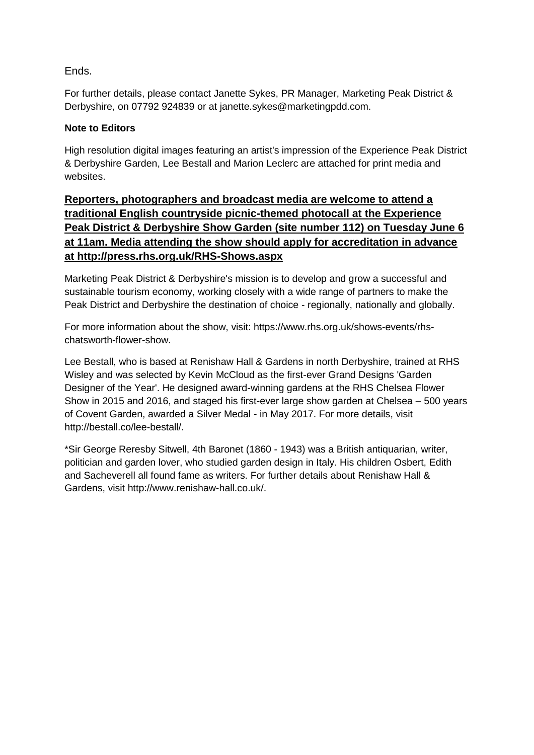Ends.

For further details, please contact Janette Sykes, PR Manager, Marketing Peak District & Derbyshire, on 07792 924839 or at janette.sykes@marketingpdd.com.

**Note to Editors**

High resolution digital images featuring an artist's impression of the Experience Peak District & Derbyshire Garden, Lee Bestall and Marion Leclerc are attached for print media and websites.

**Reporters, photographers and broadcast media are welcome to attend a traditional English countryside picnic-themed photocall at the Experience Peak District & Derbyshire Show Garden (site number 112) on Tuesday June 6 at 11am. Media attending the show should apply for accreditation in advance at http://press.rhs.org.uk/RHS-Shows.aspx**

Marketing Peak District & Derbyshire's mission is to develop and grow a successful and sustainable tourism economy, working closely with a wide range of partners to make the Peak District and Derbyshire the destination of choice - regionally, nationally and globally.

For more information about the show, visit: https://www.rhs.org.uk/shows-events/rhs-chatsworth-flower-show.

Lee Bestall, who is based at Renishaw Hall & Gardens in north Derbyshire, trained at RHS Wisley and was selected by Kevin McCloud as the first-ever Grand Designs 'Garden Designer of the Year'. He designed award-winning gardens at the RHS Chelsea Flower Show in 2015 and 2016, and staged his first-ever large show garden at Chelsea – 500 years of Covent Garden, awarded a Silver Medal - in May 2017. For more details, visit http://bestall.co/lee-bestall/.

*Sir George Reresby Sitwell, 4th Baronet (1860 - 1943) was a British antiquarian, writer, politician and garden lover, who studied garden design in Italy. His children Osbert, Edith and Sacheverell all found fame as writers. For further details about Renishaw Hall & Gardens, visit http://www.renishaw-hall.co.uk/.